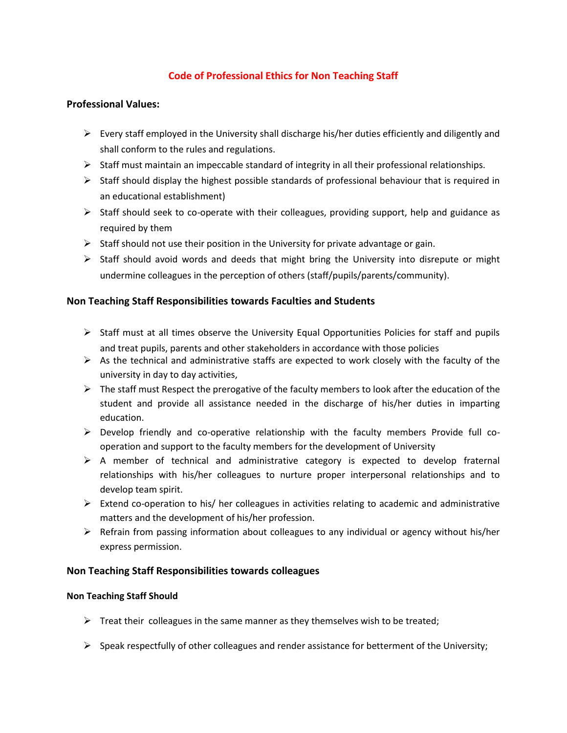# Code of Professional Ethics for Non Teaching Staff

## Professional Values:

- Every staff employed in the University shall discharge his/her duties efficiently and diligently and shall conform to the rules and regulations.
- Staff must maintain an impeccable standard of integrity in all their professional relationships.
- Staff should display the highest possible standards of professional behaviour that is required in an educational establishment)
- Staff should seek to co-operate with their colleagues, providing support, help and guidance as required by them
- Staff should not use their position in the University for private advantage or gain.
- Staff should avoid words and deeds that might bring the University into disrepute or might undermine colleagues in the perception of others (staff/pupils/parents/community).

## Non Teaching Staff Responsibilities towards Faculties and Students

- Staff must at all times observe the University Equal Opportunities Policies for staff and pupils and treat pupils, parents and other stakeholders in accordance with those policies
- As the technical and administrative staffs are expected to work closely with the faculty of the university in day to day activities,
- The staff must Respect the prerogative of the faculty members to look after the education of the student and provide all assistance needed in the discharge of his/her duties in imparting education.
- Develop friendly and co-operative relationship with the faculty members Provide full co-operation and support to the faculty members for the development of University
- A member of technical and administrative category is expected to develop fraternal relationships with his/her colleagues to nurture proper interpersonal relationships and to develop team spirit.
- Extend co-operation to his/ her colleagues in activities relating to academic and administrative matters and the development of his/her profession.
- Refrain from passing information about colleagues to any individual or agency without his/her express permission.

## Non Teaching Staff Responsibilities towards colleagues

### Non Teaching Staff Should

- Treat their colleagues in the same manner as they themselves wish to be treated;
- Speak respectfully of other colleagues and render assistance for betterment of the University;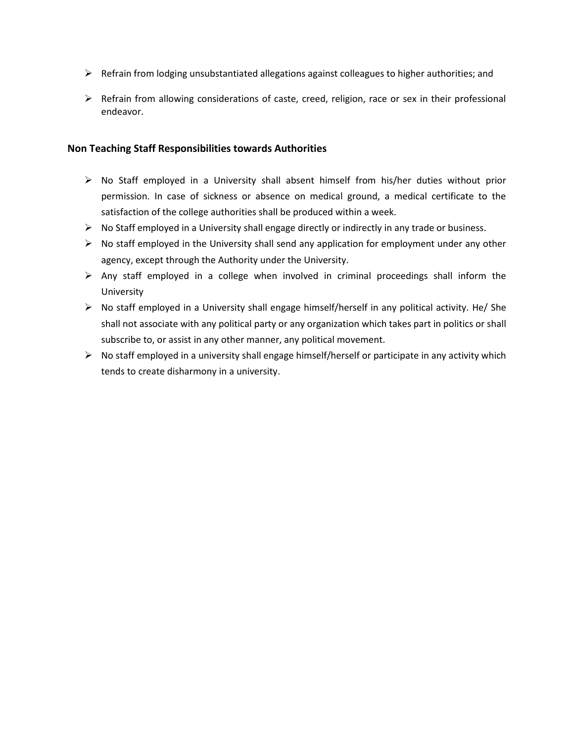- Refrain from lodging unsubstantiated allegations against colleagues to higher authorities; and
- Refrain from allowing considerations of caste, creed, religion, race or sex in their professional endeavor.

### Non Teaching Staff Responsibilities towards Authorities

- No Staff employed in a University shall absent himself from his/her duties without prior permission. In case of sickness or absence on medical ground, a medical certificate to the satisfaction of the college authorities shall be produced within a week.
- No Staff employed in a University shall engage directly or indirectly in any trade or business.
- No staff employed in the University shall send any application for employment under any other agency, except through the Authority under the University.
- Any staff employed in a college when involved in criminal proceedings shall inform the University
- No staff employed in a University shall engage himself/herself in any political activity. He/ She shall not associate with any political party or any organization which takes part in politics or shall subscribe to, or assist in any other manner, any political movement.
- No staff employed in a university shall engage himself/herself or participate in any activity which tends to create disharmony in a university.